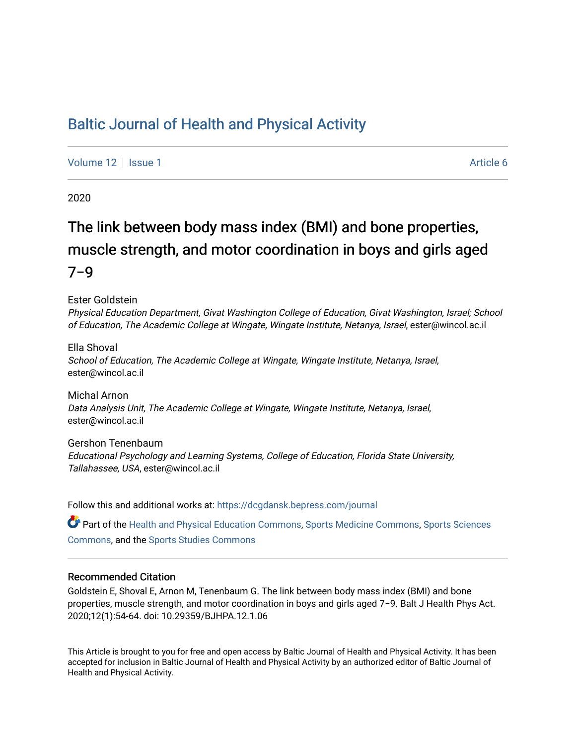# Baltic Journal of Health and Physical Activity

Volume 12 | Issue 1 | Article 6

2020

## The link between body mass index (BMI) and bone properties, muscle strength, and motor coordination in boys and girls aged 7–9

Ester Goldstein
*Physical Education Department, Givat Washington College of Education, Givat Washington, Israel; School of Education, The Academic College at Wingate, Wingate Institute, Netanya, Israel*, ester@wincol.ac.il

Ella Shoval
*School of Education, The Academic College at Wingate, Wingate Institute, Netanya, Israel*, ester@wincol.ac.il

Michal Arnon
*Data Analysis Unit, The Academic College at Wingate, Wingate Institute, Netanya, Israel*, ester@wincol.ac.il

Gershon Tenenbaum
*Educational Psychology and Learning Systems, College of Education, Florida State University, Tallahassee, USA*, ester@wincol.ac.il

Follow this and additional works at: https://dcgdansk.bepress.com/journal

Part of the Health and Physical Education Commons, Sports Medicine Commons, Sports Sciences Commons, and the Sports Studies Commons

### Recommended Citation

Goldstein E, Shoval E, Arnon M, Tenenbaum G. The link between body mass index (BMI) and bone properties, muscle strength, and motor coordination in boys and girls aged 7–9. Balt J Health Phys Act. 2020;12(1):54-64. doi: 10.29359/BJHPA.12.1.06

This Article is brought to you for free and open access by Baltic Journal of Health and Physical Activity. It has been accepted for inclusion in Baltic Journal of Health and Physical Activity by an authorized editor of Baltic Journal of Health and Physical Activity.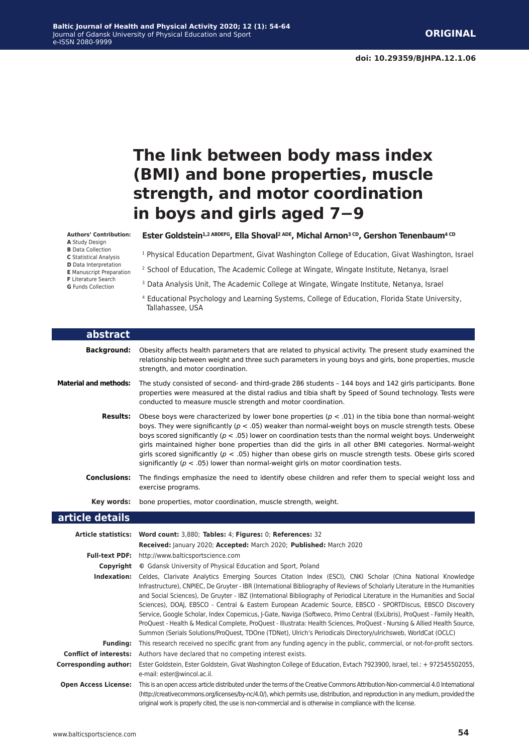**ORIGINAL**

doi: 10.29359/BJHPA.12.1.06

# The link between body mass index (BMI) and bone properties, muscle strength, and motor coordination in boys and girls aged 7−9

**Authors' Contribution:**
**A** Study Design
**B** Data Collection
**C** Statistical Analysis
**D** Data Interpretation
**E** Manuscript Preparation
**F** Literature Search
**G** Funds Collection

**Ester Goldstein[1,2 ABDEFG], Ella Shoval[2 ADE], Michal Arnon[3 CD], Gershon Tenenbaum[4 CD]**

[1] Physical Education Department, Givat Washington College of Education, Givat Washington, Israel

[2] School of Education, The Academic College at Wingate, Wingate Institute, Netanya, Israel

[3] Data Analysis Unit, The Academic College at Wingate, Wingate Institute, Netanya, Israel

[4] Educational Psychology and Learning Systems, College of Education, Florida State University, Tallahassee, USA

## abstract

**Background:** Obesity affects health parameters that are related to physical activity. The present study examined the relationship between weight and three such parameters in young boys and girls, bone properties, muscle strength, and motor coordination.

**Material and methods:** The study consisted of second- and third-grade 286 students – 144 boys and 142 girls participants. Bone properties were measured at the distal radius and tibia shaft by Speed of Sound technology. Tests were conducted to measure muscle strength and motor coordination.

**Results:** Obese boys were characterized by lower bone properties ($p < .01$) in the tibia bone than normal-weight boys. They were significantly ($p < .05$) weaker than normal-weight boys on muscle strength tests. Obese boys scored significantly ($p < .05$) lower on coordination tests than the normal weight boys. Underweight girls maintained higher bone properties than did the girls in all other BMI categories. Normal-weight girls scored significantly ($p < .05$) higher than obese girls on muscle strength tests. Obese girls scored significantly ($p < .05$) lower than normal-weight girls on motor coordination tests.

**Conclusions:** The findings emphasize the need to identify obese children and refer them to special weight loss and exercise programs.

**Key words:** bone properties, motor coordination, muscle strength, weight.

## article details

**Article statistics:** **Word count:** 3,880; **Tables:** 4; **Figures:** 0; **References:** 32
**Received:** January 2020; **Accepted:** March 2020; **Published:** March 2020

**Full-text PDF:** http://www.balticsportscience.com

**Copyright** © Gdansk University of Physical Education and Sport, Poland

**Indexation:** Celdes, Clarivate Analytics Emerging Sources Citation Index (ESCI), CNKI Scholar (China National Knowledge Infrastructure), CNPIEC, De Gruyter - IBR (International Bibliography of Reviews of Scholarly Literature in the Humanities and Social Sciences), De Gruyter - IBZ (International Bibliography of Periodical Literature in the Humanities and Social Sciences), DOAJ, EBSCO - Central & Eastern European Academic Source, EBSCO - SPORTDiscus, EBSCO Discovery Service, Google Scholar, Index Copernicus, J-Gate, Naviga (Softweco, Primo Central (ExLibris), ProQuest - Family Health, ProQuest - Health & Medical Complete, ProQuest - Illustrata: Health Sciences, ProQuest - Nursing & Allied Health Source, Summon (Serials Solutions/ProQuest, TDOne (TDNet), Ulrich's Periodicals Directory/ulrichsweb, WorldCat (OCLC)

**Funding:** This research received no specific grant from any funding agency in the public, commercial, or not-for-profit sectors.

**Conflict of interests:** Authors have declared that no competing interest exists.

**Corresponding author:** Ester Goldstein, Givat Washington College of Education, Evtach 7923900, Israel, tel.: + 972545502055, e-mail: ester@wincol.ac.il.

**Open Access License:** This is an open access article distributed under the terms of the Creative Commons Attribution-Non-commercial 4.0 International (http://creativecommons.org/licenses/by-nc/4.0/), which permits use, distribution, and reproduction in any medium, provided the original work is properly cited, the use is non-commercial and is otherwise in compliance with the license.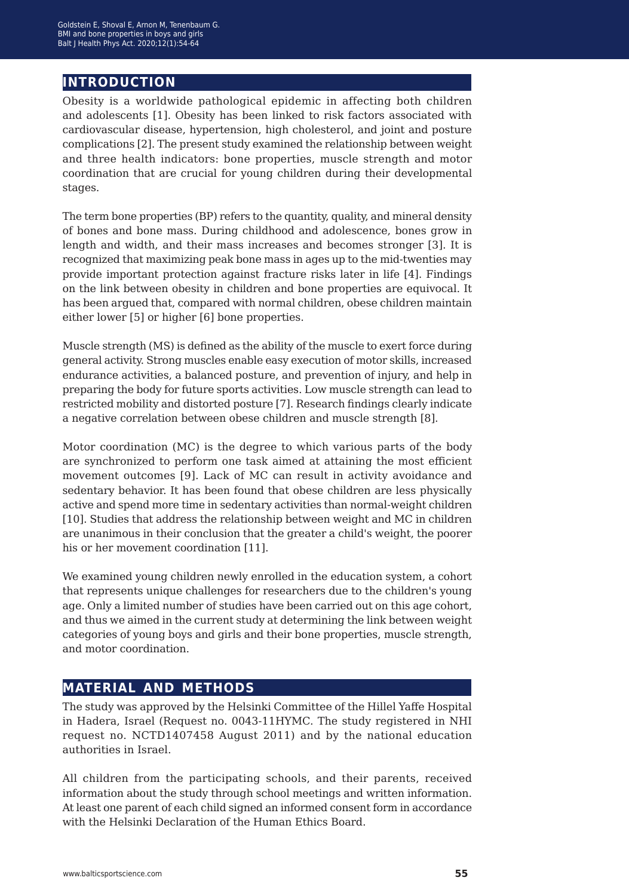## INTRODUCTION

Obesity is a worldwide pathological epidemic in affecting both children and adolescents [1]. Obesity has been linked to risk factors associated with cardiovascular disease, hypertension, high cholesterol, and joint and posture complications [2]. The present study examined the relationship between weight and three health indicators: bone properties, muscle strength and motor coordination that are crucial for young children during their developmental stages.

The term bone properties (BP) refers to the quantity, quality, and mineral density of bones and bone mass. During childhood and adolescence, bones grow in length and width, and their mass increases and becomes stronger [3]. It is recognized that maximizing peak bone mass in ages up to the mid-twenties may provide important protection against fracture risks later in life [4]. Findings on the link between obesity in children and bone properties are equivocal. It has been argued that, compared with normal children, obese children maintain either lower [5] or higher [6] bone properties.

Muscle strength (MS) is defined as the ability of the muscle to exert force during general activity. Strong muscles enable easy execution of motor skills, increased endurance activities, a balanced posture, and prevention of injury, and help in preparing the body for future sports activities. Low muscle strength can lead to restricted mobility and distorted posture [7]. Research findings clearly indicate a negative correlation between obese children and muscle strength [8].

Motor coordination (MC) is the degree to which various parts of the body are synchronized to perform one task aimed at attaining the most efficient movement outcomes [9]. Lack of MC can result in activity avoidance and sedentary behavior. It has been found that obese children are less physically active and spend more time in sedentary activities than normal-weight children [10]. Studies that address the relationship between weight and MC in children are unanimous in their conclusion that the greater a child's weight, the poorer his or her movement coordination [11].

We examined young children newly enrolled in the education system, a cohort that represents unique challenges for researchers due to the children's young age. Only a limited number of studies have been carried out on this age cohort, and thus we aimed in the current study at determining the link between weight categories of young boys and girls and their bone properties, muscle strength, and motor coordination.

## MATERIAL AND METHODS

The study was approved by the Helsinki Committee of the Hillel Yaffe Hospital in Hadera, Israel (Request no. 0043-11HYMC. The study registered in NHI request no. NCTD1407458 August 2011) and by the national education authorities in Israel.

All children from the participating schools, and their parents, received information about the study through school meetings and written information. At least one parent of each child signed an informed consent form in accordance with the Helsinki Declaration of the Human Ethics Board.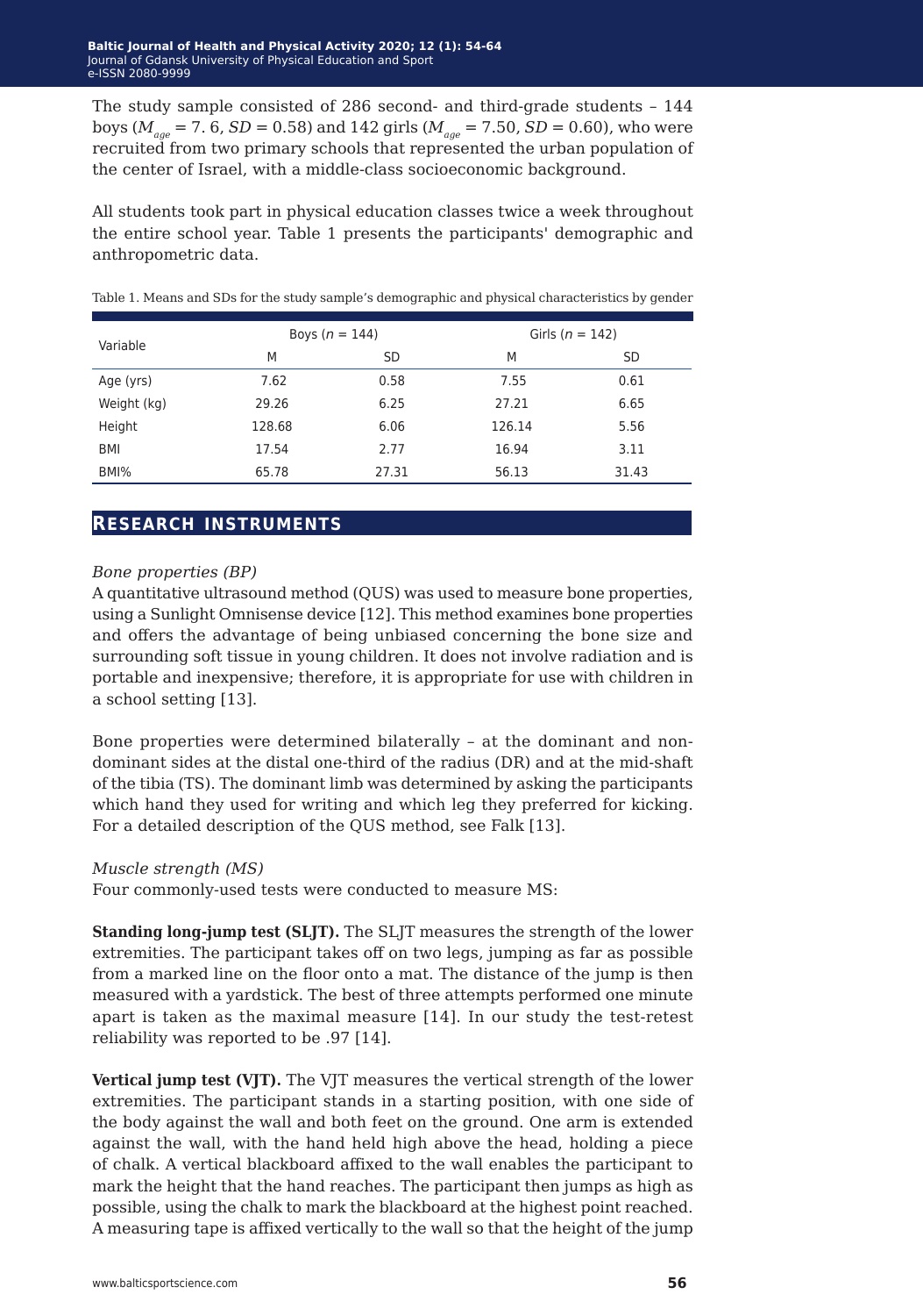The study sample consisted of 286 second- and third-grade students – 144 boys ($M_{age}$ = 7. 6, *SD* = 0.58) and 142 girls ($M_{age}$ = 7.50, *SD* = 0.60), who were recruited from two primary schools that represented the urban population of the center of Israel, with a middle-class socioeconomic background.

All students took part in physical education classes twice a week throughout the entire school year. Table 1 presents the participants' demographic and anthropometric data.

Table 1. Means and SDs for the study sample's demographic and physical characteristics by gender

| Variable | Boys (*n* = 144) | | Girls (*n* = 142) | |
|---|---|---|---|---|
| | M | SD | M | SD |
| Age (yrs) | 7.62 | 0.58 | 7.55 | 0.61 |
| Weight (kg) | 29.26 | 6.25 | 27.21 | 6.65 |
| Height | 128.68 | 6.06 | 126.14 | 5.56 |
| BMI | 17.54 | 2.77 | 16.94 | 3.11 |
| BMI% | 65.78 | 27.31 | 56.13 | 31.43 |

## Research instruments

*Bone properties (BP)*
A quantitative ultrasound method (QUS) was used to measure bone properties, using a Sunlight Omnisense device [12]. This method examines bone properties and offers the advantage of being unbiased concerning the bone size and surrounding soft tissue in young children. It does not involve radiation and is portable and inexpensive; therefore, it is appropriate for use with children in a school setting [13].

Bone properties were determined bilaterally – at the dominant and non-dominant sides at the distal one-third of the radius (DR) and at the mid-shaft of the tibia (TS). The dominant limb was determined by asking the participants which hand they used for writing and which leg they preferred for kicking. For a detailed description of the QUS method, see Falk [13].

*Muscle strength (MS)*
Four commonly-used tests were conducted to measure MS:

**Standing long-jump test (SLJT).** The SLJT measures the strength of the lower extremities. The participant takes off on two legs, jumping as far as possible from a marked line on the floor onto a mat. The distance of the jump is then measured with a yardstick. The best of three attempts performed one minute apart is taken as the maximal measure [14]. In our study the test-retest reliability was reported to be .97 [14].

**Vertical jump test (VJT).** The VJT measures the vertical strength of the lower extremities. The participant stands in a starting position, with one side of the body against the wall and both feet on the ground. One arm is extended against the wall, with the hand held high above the head, holding a piece of chalk. A vertical blackboard affixed to the wall enables the participant to mark the height that the hand reaches. The participant then jumps as high as possible, using the chalk to mark the blackboard at the highest point reached. A measuring tape is affixed vertically to the wall so that the height of the jump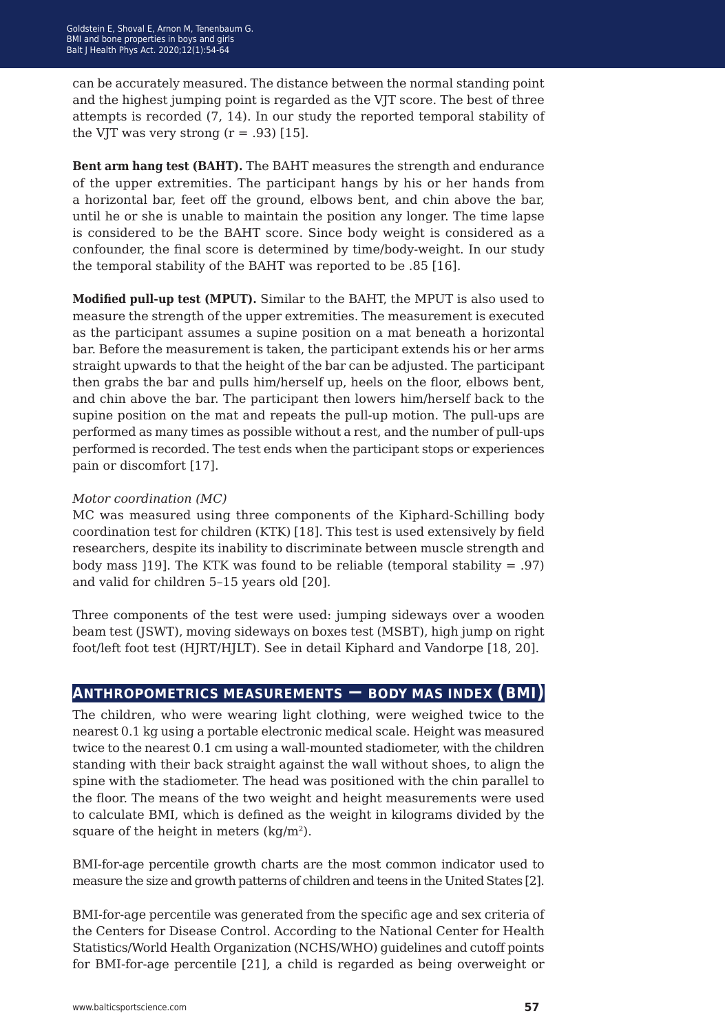can be accurately measured. The distance between the normal standing point and the highest jumping point is regarded as the VJT score. The best of three attempts is recorded (7, 14). In our study the reported temporal stability of the VJT was very strong (r = .93) [15].

**Bent arm hang test (BAHT).** The BAHT measures the strength and endurance of the upper extremities. The participant hangs by his or her hands from a horizontal bar, feet off the ground, elbows bent, and chin above the bar, until he or she is unable to maintain the position any longer. The time lapse is considered to be the BAHT score. Since body weight is considered as a confounder, the final score is determined by time/body-weight. In our study the temporal stability of the BAHT was reported to be .85 [16].

**Modified pull-up test (MPUT).** Similar to the BAHT, the MPUT is also used to measure the strength of the upper extremities. The measurement is executed as the participant assumes a supine position on a mat beneath a horizontal bar. Before the measurement is taken, the participant extends his or her arms straight upwards to that the height of the bar can be adjusted. The participant then grabs the bar and pulls him/herself up, heels on the floor, elbows bent, and chin above the bar. The participant then lowers him/herself back to the supine position on the mat and repeats the pull-up motion. The pull-ups are performed as many times as possible without a rest, and the number of pull-ups performed is recorded. The test ends when the participant stops or experiences pain or discomfort [17].

*Motor coordination (MC)*

MC was measured using three components of the Kiphard-Schilling body coordination test for children (KTK) [18]. This test is used extensively by field researchers, despite its inability to discriminate between muscle strength and body mass ]19]. The KTK was found to be reliable (temporal stability = .97) and valid for children 5–15 years old [20].

Three components of the test were used: jumping sideways over a wooden beam test (JSWT), moving sideways on boxes test (MSBT), high jump on right foot/left foot test (HJRT/HJLT). See in detail Kiphard and Vandorpe [18, 20].

## ANTHROPOMETRICS MEASUREMENTS – BODY MAS INDEX (BMI)

The children, who were wearing light clothing, were weighed twice to the nearest 0.1 kg using a portable electronic medical scale. Height was measured twice to the nearest 0.1 cm using a wall-mounted stadiometer, with the children standing with their back straight against the wall without shoes, to align the spine with the stadiometer. The head was positioned with the chin parallel to the floor. The means of the two weight and height measurements were used to calculate BMI, which is defined as the weight in kilograms divided by the square of the height in meters ($kg/m^2$).

BMI-for-age percentile growth charts are the most common indicator used to measure the size and growth patterns of children and teens in the United States [2].

BMI-for-age percentile was generated from the specific age and sex criteria of the Centers for Disease Control. According to the National Center for Health Statistics/World Health Organization (NCHS/WHO) guidelines and cutoff points for BMI-for-age percentile [21], a child is regarded as being overweight or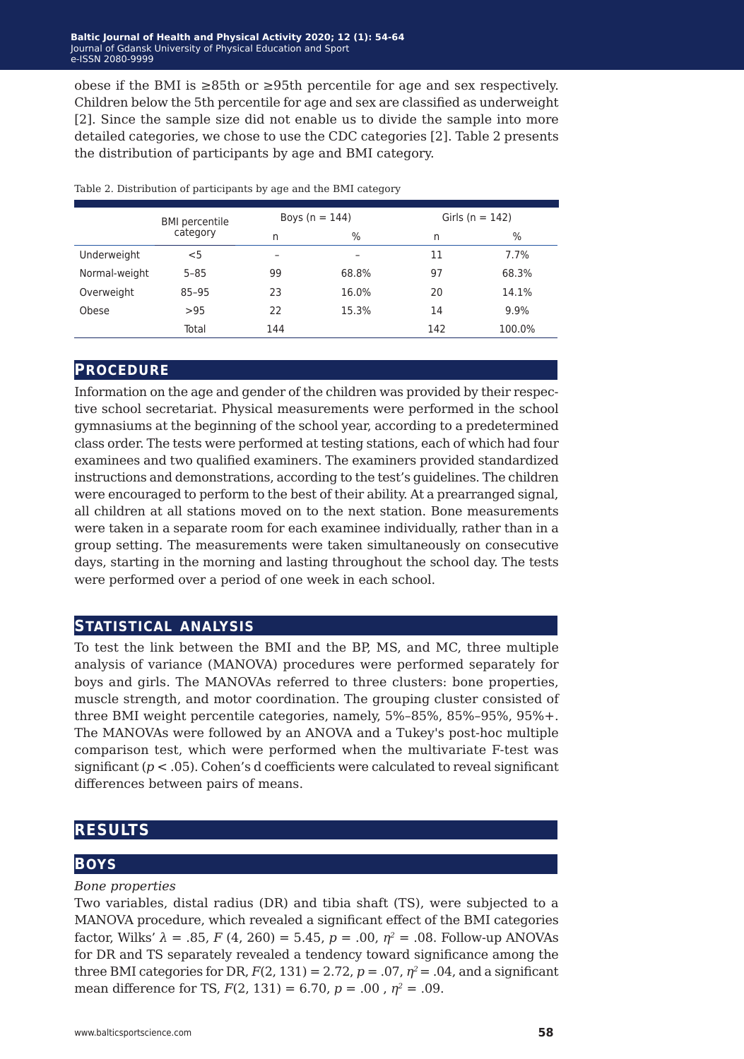obese if the BMI is ≥85th or ≥95th percentile for age and sex respectively. Children below the 5th percentile for age and sex are classified as underweight [2]. Since the sample size did not enable us to divide the sample into more detailed categories, we chose to use the CDC categories [2]. Table 2 presents the distribution of participants by age and BMI category.

Table 2. Distribution of participants by age and the BMI category

| | BMI percentile category | Boys (n = 144) | | Girls (n = 142) | |
|---|---|---|---|---|---|
| | | n | % | n | % |
| Underweight | <5 | – | – | 11 | 7.7% |
| Normal-weight | 5–85 | 99 | 68.8% | 97 | 68.3% |
| Overweight | 85–95 | 23 | 16.0% | 20 | 14.1% |
| Obese | >95 | 22 | 15.3% | 14 | 9.9% |
| | Total | 144 | | 142 | 100.0% |

## Procedure

Information on the age and gender of the children was provided by their respective school secretariat. Physical measurements were performed in the school gymnasiums at the beginning of the school year, according to a predetermined class order. The tests were performed at testing stations, each of which had four examinees and two qualified examiners. The examiners provided standardized instructions and demonstrations, according to the test's guidelines. The children were encouraged to perform to the best of their ability. At a prearranged signal, all children at all stations moved on to the next station. Bone measurements were taken in a separate room for each examinee individually, rather than in a group setting. The measurements were taken simultaneously on consecutive days, starting in the morning and lasting throughout the school day. The tests were performed over a period of one week in each school.

## Statistical analysis

To test the link between the BMI and the BP, MS, and MC, three multiple analysis of variance (MANOVA) procedures were performed separately for boys and girls. The MANOVAs referred to three clusters: bone properties, muscle strength, and motor coordination. The grouping cluster consisted of three BMI weight percentile categories, namely, 5%–85%, 85%–95%, 95%+. The MANOVAs were followed by an ANOVA and a Tukey's post-hoc multiple comparison test, which were performed when the multivariate F-test was significant ($p < .05$). Cohen's d coefficients were calculated to reveal significant differences between pairs of means.

# Results

## Boys

*Bone properties*

Two variables, distal radius (DR) and tibia shaft (TS), were subjected to a MANOVA procedure, which revealed a significant effect of the BMI categories factor, Wilks' $\lambda$ = .85, $F$ (4, 260) = 5.45, $p$ = .00, $\eta^2$ = .08. Follow-up ANOVAs for DR and TS separately revealed a tendency toward significance among the three BMI categories for DR, $F$(2, 131) = 2.72, $p$ = .07, $\eta^2$ = .04, and a significant mean difference for TS, $F$(2, 131) = 6.70, $p$ = .00 , $\eta^2$ = .09.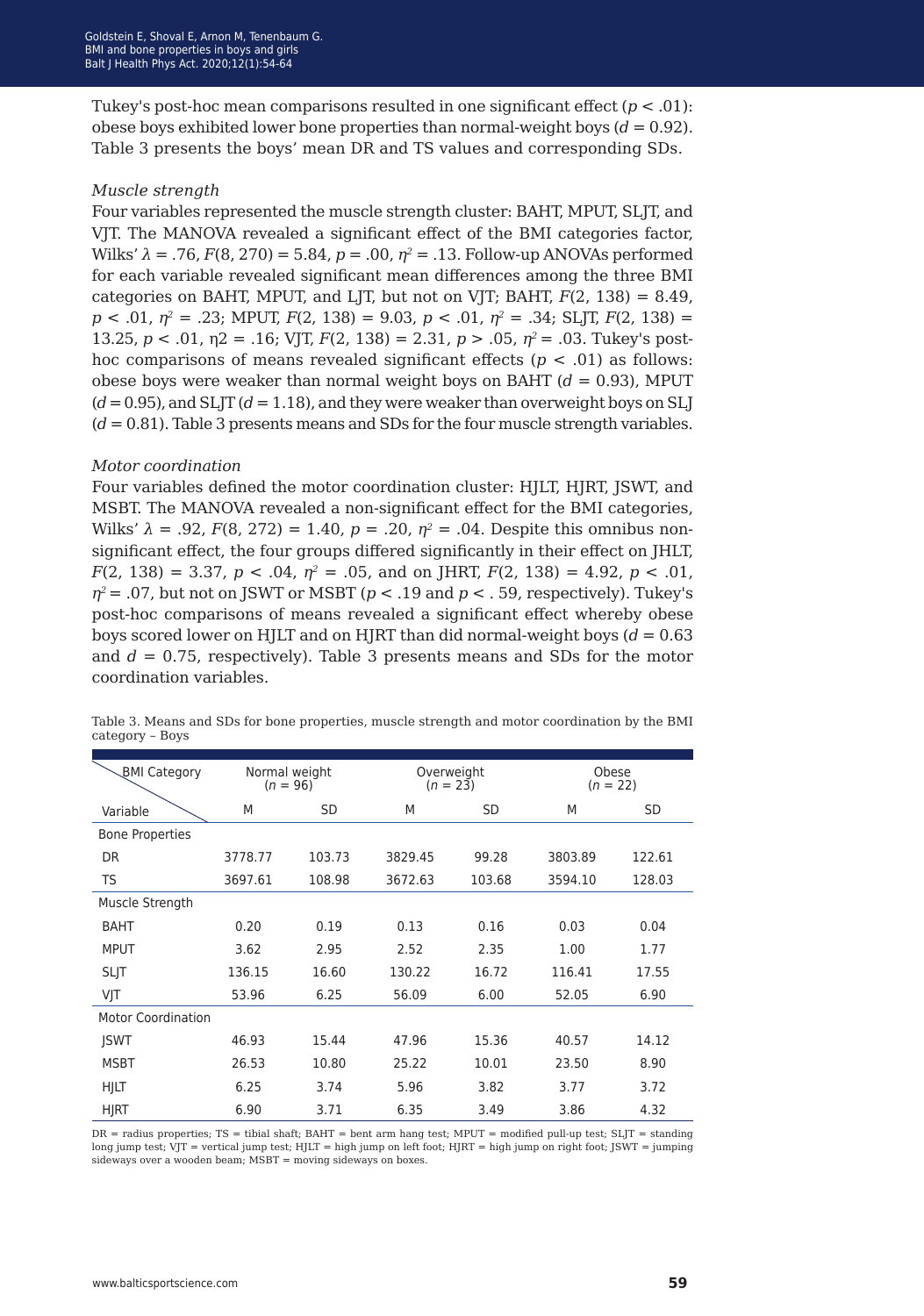Tukey's post-hoc mean comparisons resulted in one significant effect ($p < .01$): obese boys exhibited lower bone properties than normal-weight boys ($d = 0.92$). Table 3 presents the boys' mean DR and TS values and corresponding SDs.

*Muscle strength*

Four variables represented the muscle strength cluster: BAHT, MPUT, SLJT, and VJT. The MANOVA revealed a significant effect of the BMI categories factor, Wilks' $\lambda = .76$, $F(8, 270) = 5.84$, $p = .00$, $\eta^2 = .13$. Follow-up ANOVAs performed for each variable revealed significant mean differences among the three BMI categories on BAHT, MPUT, and LJT, but not on VJT; BAHT, $F(2, 138) = 8.49$, $p < .01$, $\eta^2 = .23$; MPUT, $F(2, 138) = 9.03$, $p < .01$, $\eta^2 = .34$; SLJT, $F(2, 138) = 13.25$, $p < .01$, $\eta 2 = .16$; VJT, $F(2, 138) = 2.31$, $p > .05$, $\eta^2 = .03$. Tukey's post-hoc comparisons of means revealed significant effects ($p < .01$) as follows: obese boys were weaker than normal weight boys on BAHT ($d = 0.93$), MPUT ($d = 0.95$), and SLJT ($d = 1.18$), and they were weaker than overweight boys on SLJ ($d = 0.81$). Table 3 presents means and SDs for the four muscle strength variables.

*Motor coordination*

Four variables defined the motor coordination cluster: HJLT, HJRT, JSWT, and MSBT. The MANOVA revealed a non-significant effect for the BMI categories, Wilks' $\lambda = .92$, $F(8, 272) = 1.40$, $p = .20$, $\eta^2 = .04$. Despite this omnibus non-significant effect, the four groups differed significantly in their effect on JHLT, $F(2, 138) = 3.37$, $p < .04$, $\eta^2 = .05$, and on JHRT, $F(2, 138) = 4.92$, $p < .01$, $\eta^2 = .07$, but not on JSWT or MSBT ($p < .19$ and $p < .59$, respectively). Tukey's post-hoc comparisons of means revealed a significant effect whereby obese boys scored lower on HJLT and on HJRT than did normal-weight boys ($d = 0.63$ and $d = 0.75$, respectively). Table 3 presents means and SDs for the motor coordination variables.

Table 3. Means and SDs for bone properties, muscle strength and motor coordination by the BMI category – Boys

| BMI Category / Variable | Normal weight ($n = 96$) | | Overweight ($n = 23$) | | Obese ($n = 22$) | |
|---|---|---|---|---|---|---|
| | M | SD | M | SD | M | SD |
| Bone Properties | | | | | | |
| DR | 3778.77 | 103.73 | 3829.45 | 99.28 | 3803.89 | 122.61 |
| TS | 3697.61 | 108.98 | 3672.63 | 103.68 | 3594.10 | 128.03 |
| Muscle Strength | | | | | | |
| BAHT | 0.20 | 0.19 | 0.13 | 0.16 | 0.03 | 0.04 |
| MPUT | 3.62 | 2.95 | 2.52 | 2.35 | 1.00 | 1.77 |
| SLJT | 136.15 | 16.60 | 130.22 | 16.72 | 116.41 | 17.55 |
| VJT | 53.96 | 6.25 | 56.09 | 6.00 | 52.05 | 6.90 |
| Motor Coordination | | | | | | |
| JSWT | 46.93 | 15.44 | 47.96 | 15.36 | 40.57 | 14.12 |
| MSBT | 26.53 | 10.80 | 25.22 | 10.01 | 23.50 | 8.90 |
| HJLT | 6.25 | 3.74 | 5.96 | 3.82 | 3.77 | 3.72 |
| HJRT | 6.90 | 3.71 | 6.35 | 3.49 | 3.86 | 4.32 |

DR = radius properties; TS = tibial shaft; BAHT = bent arm hang test; MPUT = modified pull-up test; SLJT = standing long jump test; VJT = vertical jump test; HJLT = high jump on left foot; HJRT = high jump on right foot; JSWT = jumping sideways over a wooden beam; MSBT = moving sideways on boxes.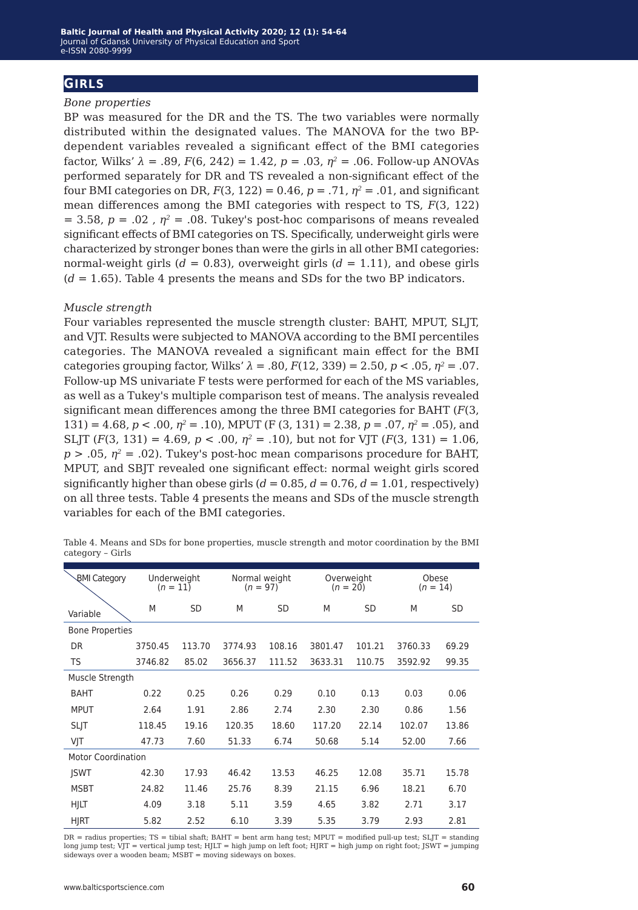## GIRLS

*Bone properties*

BP was measured for the DR and the TS. The two variables were normally distributed within the designated values. The MANOVA for the two BP-dependent variables revealed a significant effect of the BMI categories factor, Wilks' $\lambda$ = .89, $F(6, 242) = 1.42$, $p = .03$, $\eta^2 = .06$. Follow-up ANOVAs performed separately for DR and TS revealed a non-significant effect of the four BMI categories on DR, $F(3, 122) = 0.46$, $p = .71$, $\eta^2 = .01$, and significant mean differences among the BMI categories with respect to TS, $F(3, 122) = 3.58$, $p = .02$ , $\eta^2 = .08$. Tukey's post-hoc comparisons of means revealed significant effects of BMI categories on TS. Specifically, underweight girls were characterized by stronger bones than were the girls in all other BMI categories: normal-weight girls ($d$ = 0.83), overweight girls ($d$ = 1.11), and obese girls ($d$ = 1.65). Table 4 presents the means and SDs for the two BP indicators.

*Muscle strength*

Four variables represented the muscle strength cluster: BAHT, MPUT, SLJT, and VJT. Results were subjected to MANOVA according to the BMI percentiles categories. The MANOVA revealed a significant main effect for the BMI categories grouping factor, Wilks' $\lambda$ = .80, $F(12, 339) = 2.50$, $p < .05$, $\eta^2 = .07$. Follow-up MS univariate F tests were performed for each of the MS variables, as well as a Tukey's multiple comparison test of means. The analysis revealed significant mean differences among the three BMI categories for BAHT ($F(3, 131) = 4.68$, $p < .00$, $\eta^2 = .10$), MPUT ($F(3, 131) = 2.38$, $p = .07$, $\eta^2 = .05$), and SLJT ($F(3, 131) = 4.69$, $p < .00$, $\eta^2 = .10$), but not for VJT ($F(3, 131) = 1.06$, $p > .05$, $\eta^2 = .02$). Tukey's post-hoc mean comparisons procedure for BAHT, MPUT, and SBJT revealed one significant effect: normal weight girls scored significantly higher than obese girls ($d$ = 0.85, $d$ = 0.76, $d$ = 1.01, respectively) on all three tests. Table 4 presents the means and SDs of the muscle strength variables for each of the BMI categories.

Table 4. Means and SDs for bone properties, muscle strength and motor coordination by the BMI category – Girls

| BMI Category / Variable | Underweight ($n$ = 11) | | Normal weight ($n$ = 97) | | Overweight ($n$ = 20) | | Obese ($n$ = 14) | |
|---|---|---|---|---|---|---|---|---|
| | M | SD | M | SD | M | SD | M | SD |
| **Bone Properties** | | | | | | | | |
| DR | 3750.45 | 113.70 | 3774.93 | 108.16 | 3801.47 | 101.21 | 3760.33 | 69.29 |
| TS | 3746.82 | 85.02 | 3656.37 | 111.52 | 3633.31 | 110.75 | 3592.92 | 99.35 |
| **Muscle Strength** | | | | | | | | |
| BAHT | 0.22 | 0.25 | 0.26 | 0.29 | 0.10 | 0.13 | 0.03 | 0.06 |
| MPUT | 2.64 | 1.91 | 2.86 | 2.74 | 2.30 | 2.30 | 0.86 | 1.56 |
| SLJT | 118.45 | 19.16 | 120.35 | 18.60 | 117.20 | 22.14 | 102.07 | 13.86 |
| VJT | 47.73 | 7.60 | 51.33 | 6.74 | 50.68 | 5.14 | 52.00 | 7.66 |
| **Motor Coordination** | | | | | | | | |
| JSWT | 42.30 | 17.93 | 46.42 | 13.53 | 46.25 | 12.08 | 35.71 | 15.78 |
| MSBT | 24.82 | 11.46 | 25.76 | 8.39 | 21.15 | 6.96 | 18.21 | 6.70 |
| HJLT | 4.09 | 3.18 | 5.11 | 3.59 | 4.65 | 3.82 | 2.71 | 3.17 |
| HJRT | 5.82 | 2.52 | 6.10 | 3.39 | 5.35 | 3.79 | 2.93 | 2.81 |

DR = radius properties; TS = tibial shaft; BAHT = bent arm hang test; MPUT = modified pull-up test; SLJT = standing long jump test; VJT = vertical jump test; HJLT = high jump on left foot; HJRT = high jump on right foot; JSWT = jumping sideways over a wooden beam; MSBT = moving sideways on boxes.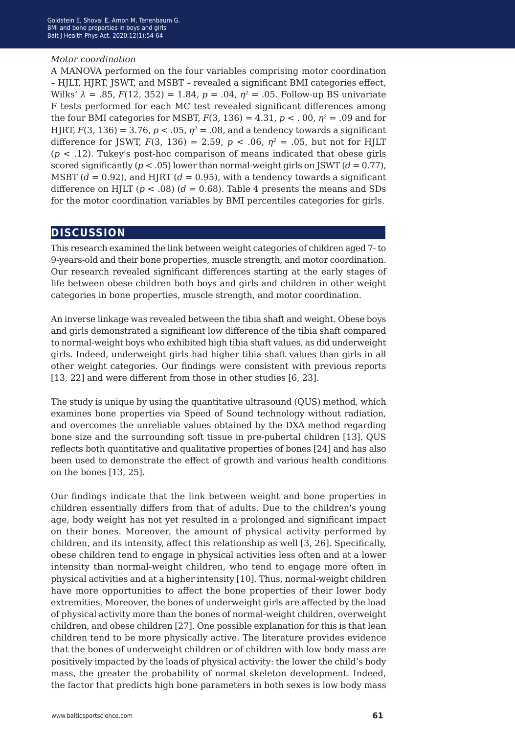*Motor coordination*

A MANOVA performed on the four variables comprising motor coordination – HJLT, HJRT, JSWT, and MSBT – revealed a significant BMI categories effect, Wilks' $\lambda$ = .85, $F(12, 352) = 1.84$, $p = .04$, $\eta^2 = .05$. Follow-up BS univariate F tests performed for each MC test revealed significant differences among the four BMI categories for MSBT, $F(3, 136) = 4.31$, $p < .00$, $\eta^2 = .09$ and for HJRT, $F(3, 136) = 3.76$, $p < .05$, $\eta^2 = .08$, and a tendency towards a significant difference for JSWT, $F(3, 136) = 2.59$, $p < .06$, $\eta^2 = .05$, but not for HJLT ($p < .12$). Tukey's post-hoc comparison of means indicated that obese girls scored significantly ($p < .05$) lower than normal-weight girls on JSWT ($d = 0.77$), MSBT ($d = 0.92$), and HJRT ($d = 0.95$), with a tendency towards a significant difference on HJLT ($p < .08$) ($d = 0.68$). Table 4 presents the means and SDs for the motor coordination variables by BMI percentiles categories for girls.

## DISCUSSION

This research examined the link between weight categories of children aged 7- to 9-years-old and their bone properties, muscle strength, and motor coordination. Our research revealed significant differences starting at the early stages of life between obese children both boys and girls and children in other weight categories in bone properties, muscle strength, and motor coordination.

An inverse linkage was revealed between the tibia shaft and weight. Obese boys and girls demonstrated a significant low difference of the tibia shaft compared to normal-weight boys who exhibited high tibia shaft values, as did underweight girls. Indeed, underweight girls had higher tibia shaft values than girls in all other weight categories. Our findings were consistent with previous reports [13, 22] and were different from those in other studies [6, 23].

The study is unique by using the quantitative ultrasound (QUS) method, which examines bone properties via Speed of Sound technology without radiation, and overcomes the unreliable values obtained by the DXA method regarding bone size and the surrounding soft tissue in pre-pubertal children [13]. QUS reflects both quantitative and qualitative properties of bones [24] and has also been used to demonstrate the effect of growth and various health conditions on the bones [13, 25].

Our findings indicate that the link between weight and bone properties in children essentially differs from that of adults. Due to the children's young age, body weight has not yet resulted in a prolonged and significant impact on their bones. Moreover, the amount of physical activity performed by children, and its intensity, affect this relationship as well [3, 26]. Specifically, obese children tend to engage in physical activities less often and at a lower intensity than normal-weight children, who tend to engage more often in physical activities and at a higher intensity [10]. Thus, normal-weight children have more opportunities to affect the bone properties of their lower body extremities. Moreover, the bones of underweight girls are affected by the load of physical activity more than the bones of normal-weight children, overweight children, and obese children [27]. One possible explanation for this is that lean children tend to be more physically active. The literature provides evidence that the bones of underweight children or of children with low body mass are positively impacted by the loads of physical activity: the lower the child's body mass, the greater the probability of normal skeleton development. Indeed, the factor that predicts high bone parameters in both sexes is low body mass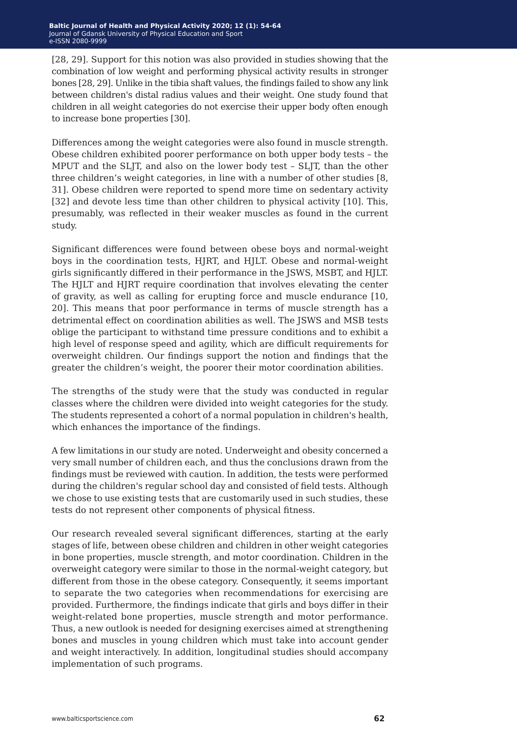[28, 29]. Support for this notion was also provided in studies showing that the combination of low weight and performing physical activity results in stronger bones [28, 29]. Unlike in the tibia shaft values, the findings failed to show any link between children's distal radius values and their weight. One study found that children in all weight categories do not exercise their upper body often enough to increase bone properties [30].

Differences among the weight categories were also found in muscle strength. Obese children exhibited poorer performance on both upper body tests – the MPUT and the SLJT, and also on the lower body test – SLJT, than the other three children's weight categories, in line with a number of other studies [8, 31]. Obese children were reported to spend more time on sedentary activity [32] and devote less time than other children to physical activity [10]. This, presumably, was reflected in their weaker muscles as found in the current study.

Significant differences were found between obese boys and normal-weight boys in the coordination tests, HJRT, and HJLT. Obese and normal-weight girls significantly differed in their performance in the JSWS, MSBT, and HJLT. The HJLT and HJRT require coordination that involves elevating the center of gravity, as well as calling for erupting force and muscle endurance [10, 20]. This means that poor performance in terms of muscle strength has a detrimental effect on coordination abilities as well. The JSWS and MSB tests oblige the participant to withstand time pressure conditions and to exhibit a high level of response speed and agility, which are difficult requirements for overweight children. Our findings support the notion and findings that the greater the children's weight, the poorer their motor coordination abilities.

The strengths of the study were that the study was conducted in regular classes where the children were divided into weight categories for the study. The students represented a cohort of a normal population in children's health, which enhances the importance of the findings.

A few limitations in our study are noted. Underweight and obesity concerned a very small number of children each, and thus the conclusions drawn from the findings must be reviewed with caution. In addition, the tests were performed during the children's regular school day and consisted of field tests. Although we chose to use existing tests that are customarily used in such studies, these tests do not represent other components of physical fitness.

Our research revealed several significant differences, starting at the early stages of life, between obese children and children in other weight categories in bone properties, muscle strength, and motor coordination. Children in the overweight category were similar to those in the normal-weight category, but different from those in the obese category. Consequently, it seems important to separate the two categories when recommendations for exercising are provided. Furthermore, the findings indicate that girls and boys differ in their weight-related bone properties, muscle strength and motor performance. Thus, a new outlook is needed for designing exercises aimed at strengthening bones and muscles in young children which must take into account gender and weight interactively. In addition, longitudinal studies should accompany implementation of such programs.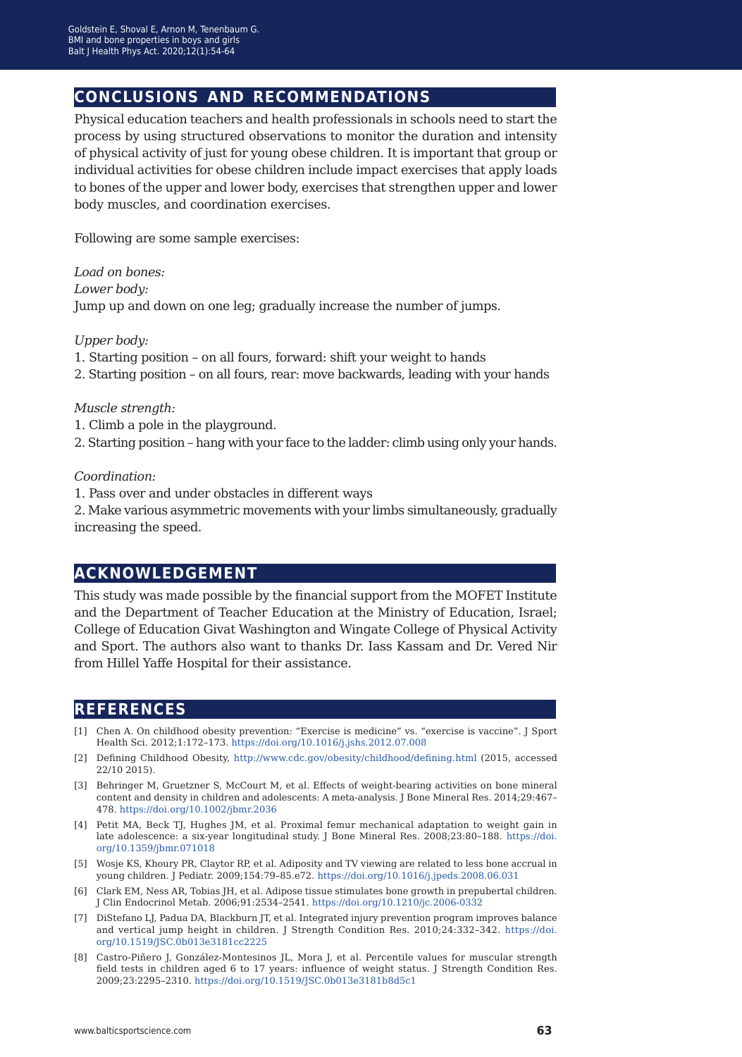## CONCLUSIONS AND RECOMMENDATIONS

Physical education teachers and health professionals in schools need to start the process by using structured observations to monitor the duration and intensity of physical activity of just for young obese children. It is important that group or individual activities for obese children include impact exercises that apply loads to bones of the upper and lower body, exercises that strengthen upper and lower body muscles, and coordination exercises.

Following are some sample exercises:

*Load on bones:*
*Lower body:*
Jump up and down on one leg; gradually increase the number of jumps.

*Upper body:*
1. Starting position – on all fours, forward: shift your weight to hands
2. Starting position – on all fours, rear: move backwards, leading with your hands

*Muscle strength:*
1. Climb a pole in the playground.
2. Starting position – hang with your face to the ladder: climb using only your hands.

*Coordination:*
1. Pass over and under obstacles in different ways
2. Make various asymmetric movements with your limbs simultaneously, gradually increasing the speed.

## ACKNOWLEDGEMENT

This study was made possible by the financial support from the MOFET Institute and the Department of Teacher Education at the Ministry of Education, Israel; College of Education Givat Washington and Wingate College of Physical Activity and Sport. The authors also want to thanks Dr. Iass Kassam and Dr. Vered Nir from Hillel Yaffe Hospital for their assistance.

## REFERENCES

[1] Chen A. On childhood obesity prevention: "Exercise is medicine" vs. "exercise is vaccine". J Sport Health Sci. 2012;1:172–173. https://doi.org/10.1016/j.jshs.2012.07.008

[2] Defining Childhood Obesity, http://www.cdc.gov/obesity/childhood/defining.html (2015, accessed 22/10 2015).

[3] Behringer M, Gruetzner S, McCourt M, et al. Effects of weight-bearing activities on bone mineral content and density in children and adolescents: A meta-analysis. J Bone Mineral Res. 2014;29:467–478. https://doi.org/10.1002/jbmr.2036

[4] Petit MA, Beck TJ, Hughes JM, et al. Proximal femur mechanical adaptation to weight gain in late adolescence: a six-year longitudinal study. J Bone Mineral Res. 2008;23:80–188. https://doi.org/10.1359/jbmr.071018

[5] Wosje KS, Khoury PR, Claytor RP, et al. Adiposity and TV viewing are related to less bone accrual in young children. J Pediatr. 2009;154:79–85.e72. https://doi.org/10.1016/j.jpeds.2008.06.031

[6] Clark EM, Ness AR, Tobias JH, et al. Adipose tissue stimulates bone growth in prepubertal children. J Clin Endocrinol Metab. 2006;91:2534–2541. https://doi.org/10.1210/jc.2006-0332

[7] DiStefano LJ, Padua DA, Blackburn JT, et al. Integrated injury prevention program improves balance and vertical jump height in children. J Strength Condition Res. 2010;24:332–342. https://doi.org/10.1519/JSC.0b013e3181cc2225

[8] Castro-Piñero J, González-Montesinos JL, Mora J, et al. Percentile values for muscular strength field tests in children aged 6 to 17 years: influence of weight status. J Strength Condition Res. 2009;23:2295–2310. https://doi.org/10.1519/JSC.0b013e3181b8d5c1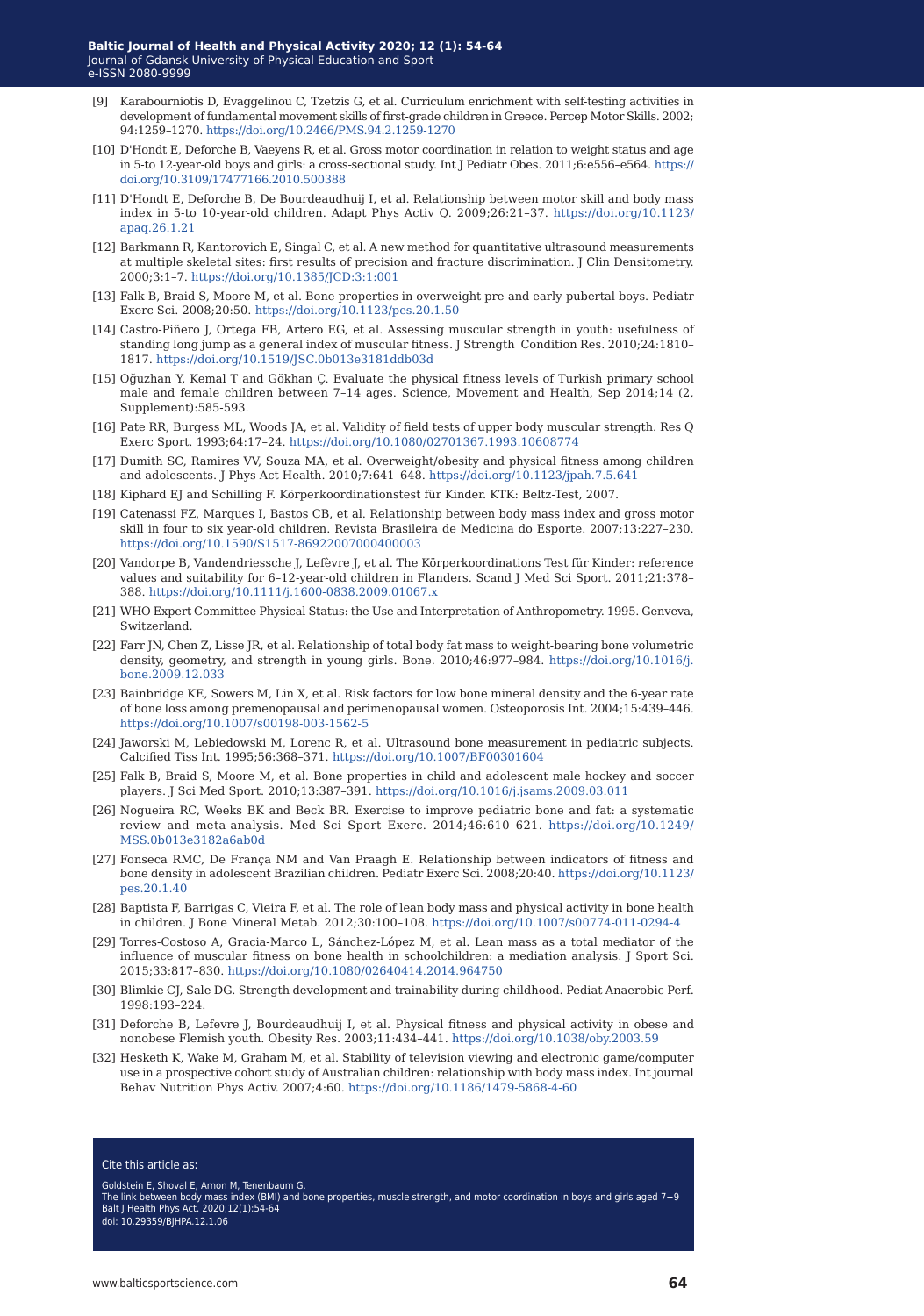[9] Karabourniotis D, Evaggelinou C, Tzetzis G, et al. Curriculum enrichment with self-testing activities in development of fundamental movement skills of first-grade children in Greece. Percep Motor Skills. 2002; 94:1259–1270. https://doi.org/10.2466/PMS.94.2.1259-1270

[10] D'Hondt E, Deforche B, Vaeyens R, et al. Gross motor coordination in relation to weight status and age in 5-to 12-year-old boys and girls: a cross-sectional study. Int J Pediatr Obes. 2011;6:e556–e564. https://doi.org/10.3109/17477166.2010.500388

[11] D'Hondt E, Deforche B, De Bourdeaudhuij I, et al. Relationship between motor skill and body mass index in 5-to 10-year-old children. Adapt Phys Activ Q. 2009;26:21–37. https://doi.org/10.1123/apaq.26.1.21

[12] Barkmann R, Kantorovich E, Singal C, et al. A new method for quantitative ultrasound measurements at multiple skeletal sites: first results of precision and fracture discrimination. J Clin Densitometry. 2000;3:1–7. https://doi.org/10.1385/JCD:3:1:001

[13] Falk B, Braid S, Moore M, et al. Bone properties in overweight pre-and early-pubertal boys. Pediatr Exerc Sci. 2008;20:50. https://doi.org/10.1123/pes.20.1.50

[14] Castro-Piñero J, Ortega FB, Artero EG, et al. Assessing muscular strength in youth: usefulness of standing long jump as a general index of muscular fitness. J Strength Condition Res. 2010;24:1810–1817. https://doi.org/10.1519/JSC.0b013e3181ddb03d

[15] Oğuzhan Y, Kemal T and Gökhan Ç. Evaluate the physical fitness levels of Turkish primary school male and female children between 7–14 ages. Science, Movement and Health, Sep 2014;14 (2, Supplement):585-593.

[16] Pate RR, Burgess ML, Woods JA, et al. Validity of field tests of upper body muscular strength. Res Q Exerc Sport. 1993;64:17–24. https://doi.org/10.1080/02701367.1993.10608774

[17] Dumith SC, Ramires VV, Souza MA, et al. Overweight/obesity and physical fitness among children and adolescents. J Phys Act Health. 2010;7:641–648. https://doi.org/10.1123/jpah.7.5.641

[18] Kiphard EJ and Schilling F. Körperkoordinationstest für Kinder. KTK: Beltz-Test, 2007.

[19] Catenassi FZ, Marques I, Bastos CB, et al. Relationship between body mass index and gross motor skill in four to six year-old children. Revista Brasileira de Medicina do Esporte. 2007;13:227–230. https://doi.org/10.1590/S1517-86922007000400003

[20] Vandorpe B, Vandendriessche J, Lefèvre J, et al. The Körperkoordinations Test für Kinder: reference values and suitability for 6–12-year-old children in Flanders. Scand J Med Sci Sport. 2011;21:378–388. https://doi.org/10.1111/j.1600-0838.2009.01067.x

[21] WHO Expert Committee Physical Status: the Use and Interpretation of Anthropometry. 1995. Genveva, Switzerland.

[22] Farr JN, Chen Z, Lisse JR, et al. Relationship of total body fat mass to weight-bearing bone volumetric density, geometry, and strength in young girls. Bone. 2010;46:977–984. https://doi.org/10.1016/j.bone.2009.12.033

[23] Bainbridge KE, Sowers M, Lin X, et al. Risk factors for low bone mineral density and the 6-year rate of bone loss among premenopausal and perimenopausal women. Osteoporosis Int. 2004;15:439–446. https://doi.org/10.1007/s00198-003-1562-5

[24] Jaworski M, Lebiedowski M, Lorenc R, et al. Ultrasound bone measurement in pediatric subjects. Calcified Tiss Int. 1995;56:368–371. https://doi.org/10.1007/BF00301604

[25] Falk B, Braid S, Moore M, et al. Bone properties in child and adolescent male hockey and soccer players. J Sci Med Sport. 2010;13:387–391. https://doi.org/10.1016/j.jsams.2009.03.011

[26] Nogueira RC, Weeks BK and Beck BR. Exercise to improve pediatric bone and fat: a systematic review and meta-analysis. Med Sci Sport Exerc. 2014;46:610–621. https://doi.org/10.1249/MSS.0b013e3182a6ab0d

[27] Fonseca RMC, De França NM and Van Praagh E. Relationship between indicators of fitness and bone density in adolescent Brazilian children. Pediatr Exerc Sci. 2008;20:40. https://doi.org/10.1123/pes.20.1.40

[28] Baptista F, Barrigas C, Vieira F, et al. The role of lean body mass and physical activity in bone health in children. J Bone Mineral Metab. 2012;30:100–108. https://doi.org/10.1007/s00774-011-0294-4

[29] Torres-Costoso A, Gracia-Marco L, Sánchez-López M, et al. Lean mass as a total mediator of the influence of muscular fitness on bone health in schoolchildren: a mediation analysis. J Sport Sci. 2015;33:817–830. https://doi.org/10.1080/02640414.2014.964750

[30] Blimkie CJ, Sale DG. Strength development and trainability during childhood. Pediat Anaerobic Perf. 1998:193–224.

[31] Deforche B, Lefevre J, Bourdeaudhuij I, et al. Physical fitness and physical activity in obese and nonobese Flemish youth. Obesity Res. 2003;11:434–441. https://doi.org/10.1038/oby.2003.59

[32] Hesketh K, Wake M, Graham M, et al. Stability of television viewing and electronic game/computer use in a prospective cohort study of Australian children: relationship with body mass index. Int journal Behav Nutrition Phys Activ. 2007;4:60. https://doi.org/10.1186/1479-5868-4-60

Cite this article as:

Goldstein E, Shoval E, Arnon M, Tenenbaum G.
The link between body mass index (BMI) and bone properties, muscle strength, and motor coordination in boys and girls aged 7–9
Balt J Health Phys Act. 2020;12(1):54-64
doi: 10.29359/BJHPA.12.1.06